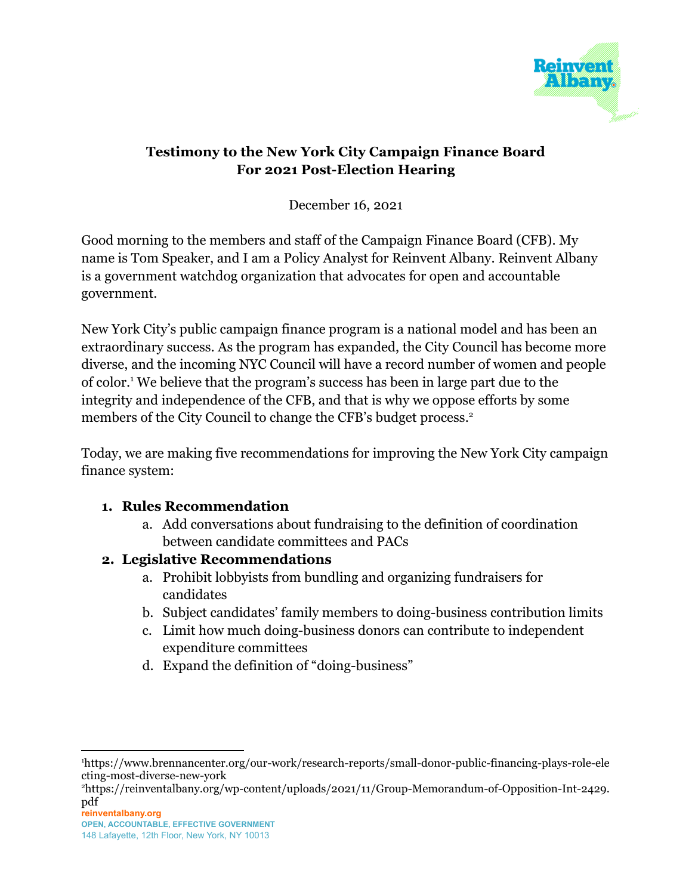**Testimony to the New York City Campaign Finance Board**
**For 2021 Post-Election Hearing**

December 16, 2021

Good morning to the members and staff of the Campaign Finance Board (CFB). My name is Tom Speaker, and I am a Policy Analyst for Reinvent Albany. Reinvent Albany is a government watchdog organization that advocates for open and accountable government.

New York City's public campaign finance program is a national model and has been an extraordinary success. As the program has expanded, the City Council has become more diverse, and the incoming NYC Council will have a record number of women and people of color.[1] We believe that the program's success has been in large part due to the integrity and independence of the CFB, and that is why we oppose efforts by some members of the City Council to change the CFB's budget process.[2]

Today, we are making five recommendations for improving the New York City campaign finance system:

1. **Rules Recommendation**
    a. Add conversations about fundraising to the definition of coordination between candidate committees and PACs
2. **Legislative Recommendations**
    a. Prohibit lobbyists from bundling and organizing fundraisers for candidates
    b. Subject candidates' family members to doing-business contribution limits
    c. Limit how much doing-business donors can contribute to independent expenditure committees
    d. Expand the definition of "doing-business"

---

[1] https://www.brennancenter.org/our-work/research-reports/small-donor-public-financing-plays-role-electing-most-diverse-new-york

[2] https://reinventalbany.org/wp-content/uploads/2021/11/Group-Memorandum-of-Opposition-Int-2429.pdf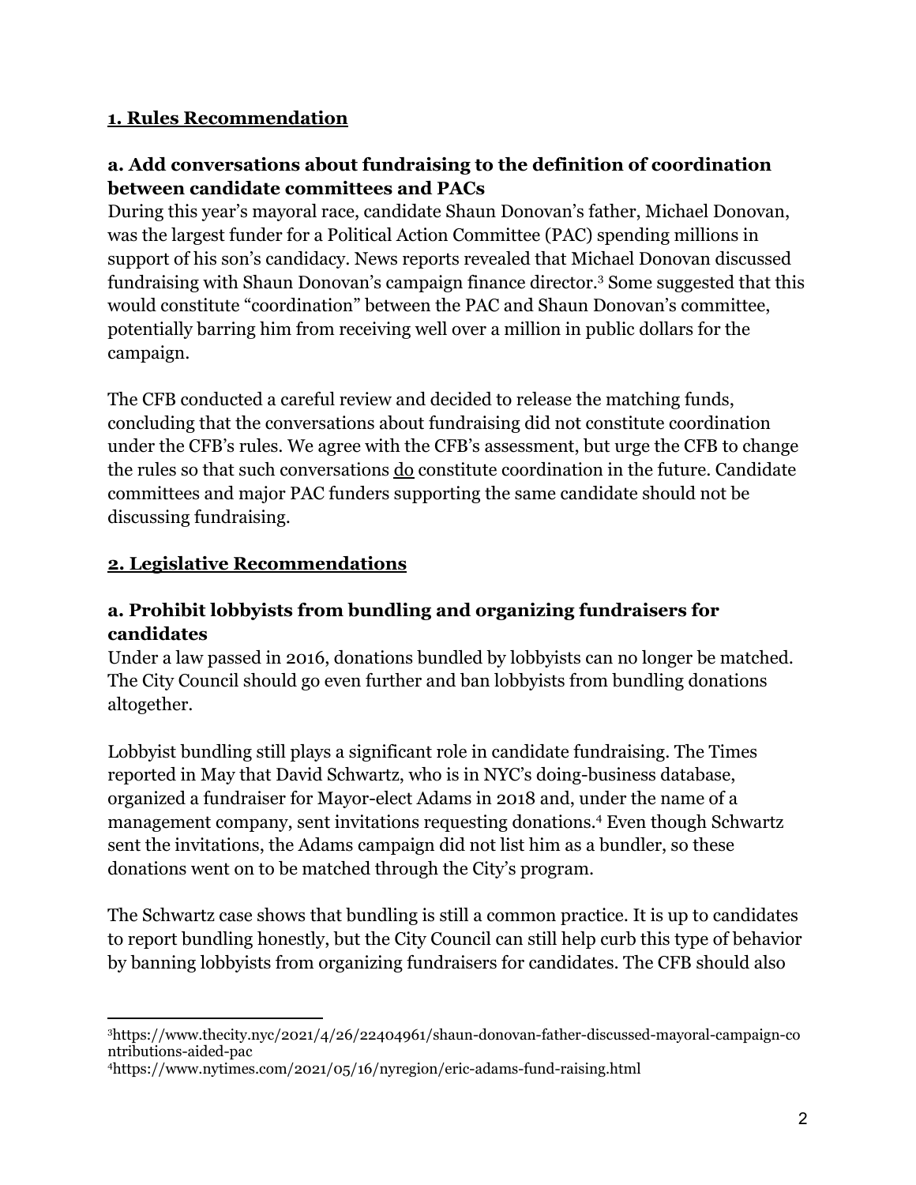## **1. Rules Recommendation**

### **a. Add conversations about fundraising to the definition of coordination between candidate committees and PACs**

During this year's mayoral race, candidate Shaun Donovan's father, Michael Donovan, was the largest funder for a Political Action Committee (PAC) spending millions in support of his son's candidacy. News reports revealed that Michael Donovan discussed fundraising with Shaun Donovan's campaign finance director.[3] Some suggested that this would constitute "coordination" between the PAC and Shaun Donovan's committee, potentially barring him from receiving well over a million in public dollars for the campaign.

The CFB conducted a careful review and decided to release the matching funds, concluding that the conversations about fundraising did not constitute coordination under the CFB's rules. We agree with the CFB's assessment, but urge the CFB to change the rules so that such conversations <u>do</u> constitute coordination in the future. Candidate committees and major PAC funders supporting the same candidate should not be discussing fundraising.

## **2. Legislative Recommendations**

### **a. Prohibit lobbyists from bundling and organizing fundraisers for candidates**

Under a law passed in 2016, donations bundled by lobbyists can no longer be matched. The City Council should go even further and ban lobbyists from bundling donations altogether.

Lobbyist bundling still plays a significant role in candidate fundraising. The Times reported in May that David Schwartz, who is in NYC's doing-business database, organized a fundraiser for Mayor-elect Adams in 2018 and, under the name of a management company, sent invitations requesting donations.[4] Even though Schwartz sent the invitations, the Adams campaign did not list him as a bundler, so these donations went on to be matched through the City's program.

The Schwartz case shows that bundling is still a common practice. It is up to candidates to report bundling honestly, but the City Council can still help curb this type of behavior by banning lobbyists from organizing fundraisers for candidates. The CFB should also

---

[3] https://www.thecity.nyc/2021/4/26/22404961/shaun-donovan-father-discussed-mayoral-campaign-contributions-aided-pac

[4] https://www.nytimes.com/2021/05/16/nyregion/eric-adams-fund-raising.html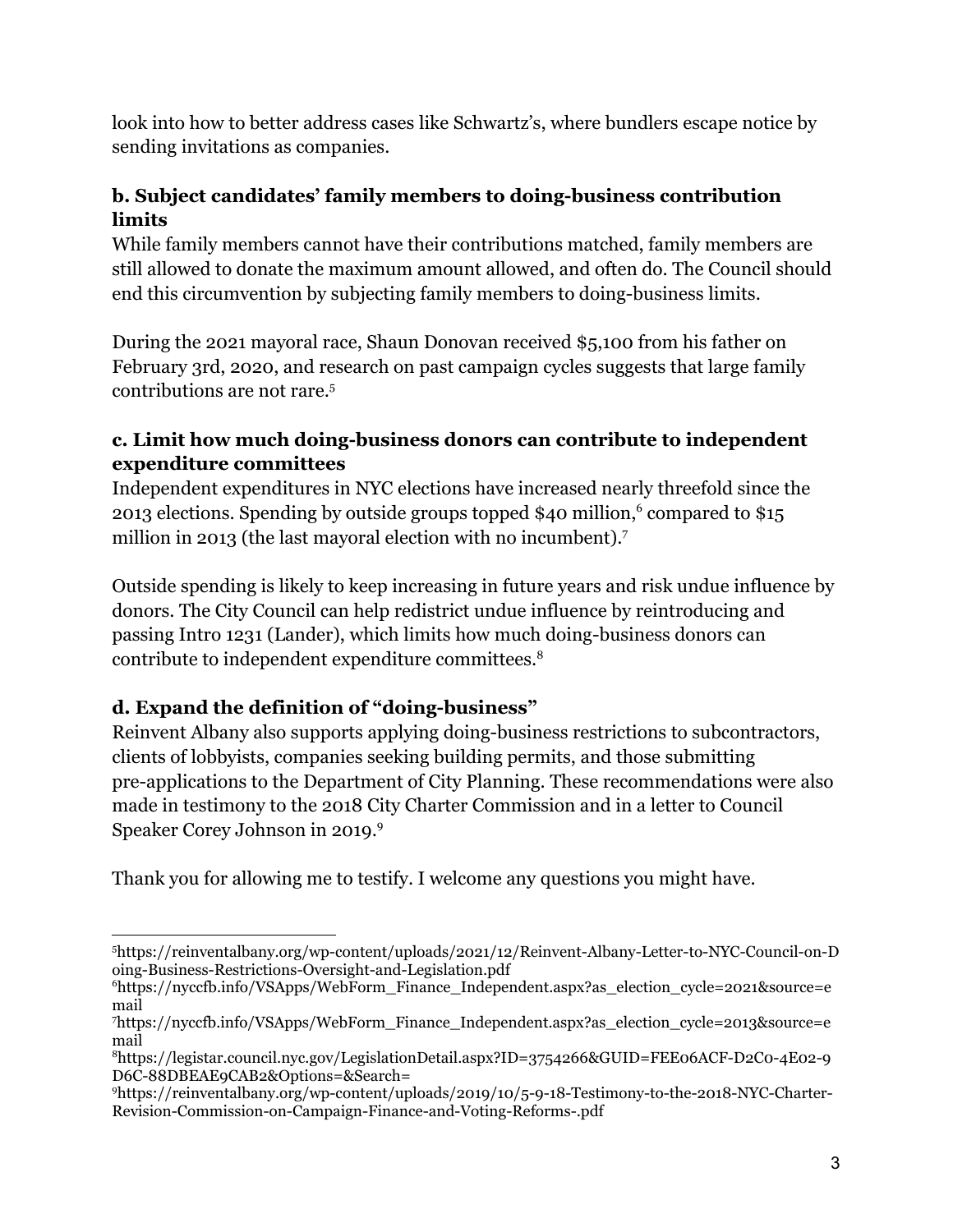look into how to better address cases like Schwartz's, where bundlers escape notice by sending invitations as companies.

### b. Subject candidates' family members to doing-business contribution limits

While family members cannot have their contributions matched, family members are still allowed to donate the maximum amount allowed, and often do. The Council should end this circumvention by subjecting family members to doing-business limits.

During the 2021 mayoral race, Shaun Donovan received $5,100 from his father on February 3rd, 2020, and research on past campaign cycles suggests that large family contributions are not rare.[5]

### c. Limit how much doing-business donors can contribute to independent expenditure committees

Independent expenditures in NYC elections have increased nearly threefold since the 2013 elections. Spending by outside groups topped $40 million,[6] compared to $15 million in 2013 (the last mayoral election with no incumbent).[7]

Outside spending is likely to keep increasing in future years and risk undue influence by donors. The City Council can help redistrict undue influence by reintroducing and passing Intro 1231 (Lander), which limits how much doing-business donors can contribute to independent expenditure committees.[8]

### d. Expand the definition of "doing-business"

Reinvent Albany also supports applying doing-business restrictions to subcontractors, clients of lobbyists, companies seeking building permits, and those submitting pre-applications to the Department of City Planning. These recommendations were also made in testimony to the 2018 City Charter Commission and in a letter to Council Speaker Corey Johnson in 2019.[9]

Thank you for allowing me to testify. I welcome any questions you might have.

---

[5] https://reinventalbany.org/wp-content/uploads/2021/12/Reinvent-Albany-Letter-to-NYC-Council-on-Doing-Business-Restrictions-Oversight-and-Legislation.pdf

[6] https://nyccfb.info/VSApps/WebForm_Finance_Independent.aspx?as_election_cycle=2021&source=email

[7] https://nyccfb.info/VSApps/WebForm_Finance_Independent.aspx?as_election_cycle=2013&source=email

[8] https://legistar.council.nyc.gov/LegislationDetail.aspx?ID=3754266&GUID=FEE06ACF-D2C0-4E02-9D6C-88DBEAE9CAB2&Options=&Search=

[9] https://reinventalbany.org/wp-content/uploads/2019/10/5-9-18-Testimony-to-the-2018-NYC-Charter-Revision-Commission-on-Campaign-Finance-and-Voting-Reforms-.pdf